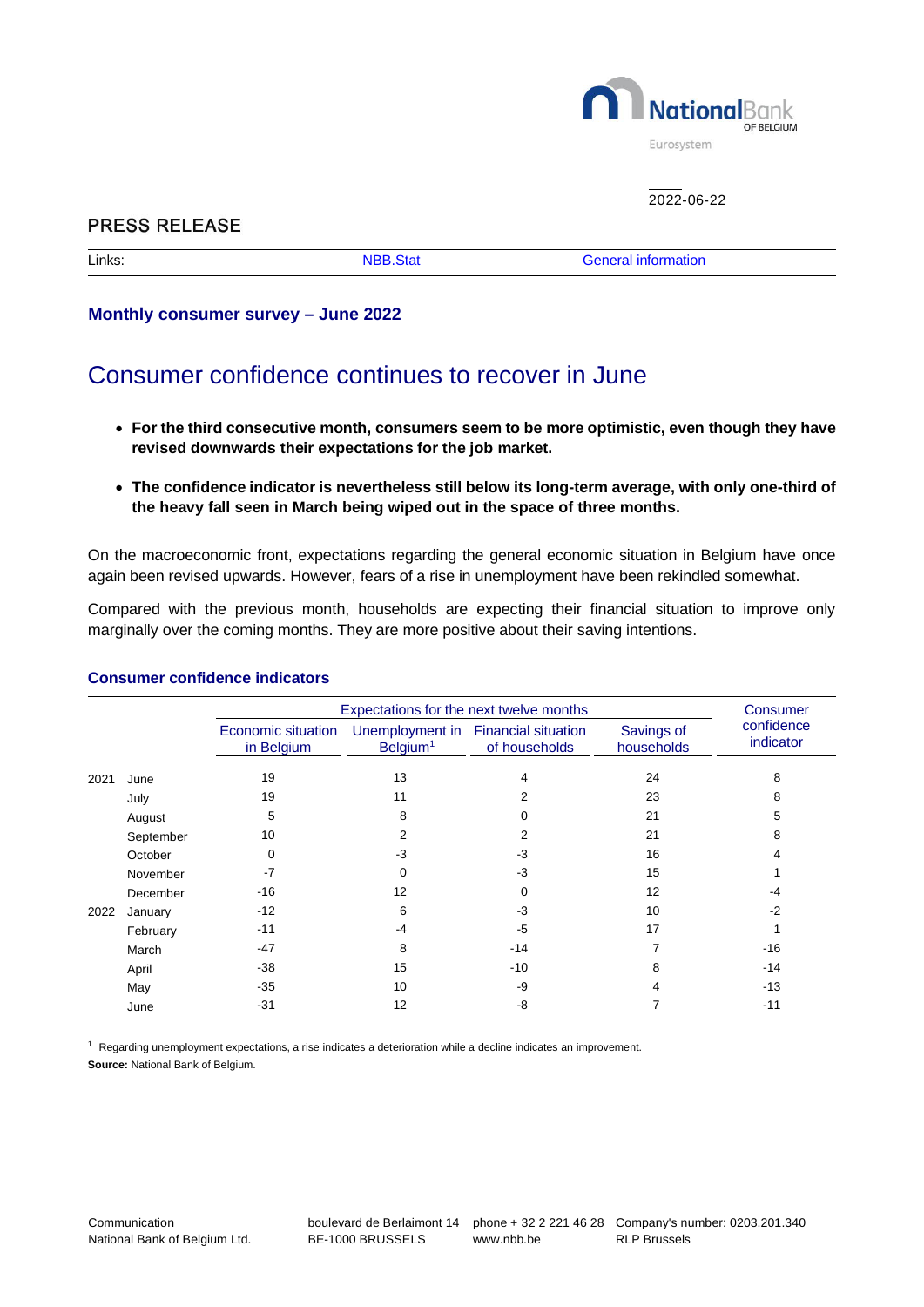2022-06-22

PRESS RELEASE

Links: NBB.Stat | General information

### Monthly consumer survey – June 2022

# Consumer confidence continues to recover in June

- **For the third consecutive month, consumers seem to be more optimistic, even though they have revised downwards their expectations for the job market.**
- **The confidence indicator is nevertheless still below its long-term average, with only one-third of the heavy fall seen in March being wiped out in the space of three months.**

On the macroeconomic front, expectations regarding the general economic situation in Belgium have once again been revised upwards. However, fears of a rise in unemployment have been rekindled somewhat.

Compared with the previous month, households are expecting their financial situation to improve only marginally over the coming months. They are more positive about their saving intentions.

### Consumer confidence indicators

| | | Expectations for the next twelve months | | | | Consumer confidence indicator |
|---|---|---|---|---|---|---|
| | | Economic situation in Belgium | Unemployment in Belgium[1] | Financial situation of households | Savings of households | |
| 2021 | June | 19 | 13 | 4 | 24 | 8 |
| | July | 19 | 11 | 2 | 23 | 8 |
| | August | 5 | 8 | 0 | 21 | 5 |
| | September | 10 | 2 | 2 | 21 | 8 |
| | October | 0 | -3 | -3 | 16 | 4 |
| | November | -7 | 0 | -3 | 15 | 1 |
| | December | -16 | 12 | 0 | 12 | -4 |
| 2022 | January | -12 | 6 | -3 | 10 | -2 |
| | February | -11 | -4 | -5 | 17 | 1 |
| | March | -47 | 8 | -14 | 7 | -16 |
| | April | -38 | 15 | -10 | 8 | -14 |
| | May | -35 | 10 | -9 | 4 | -13 |
| | June | -31 | 12 | -8 | 7 | -11 |

[1] Regarding unemployment expectations, a rise indicates a deterioration while a decline indicates an improvement.

**Source:** National Bank of Belgium.

Communication
National Bank of Belgium Ltd.

boulevard de Berlaimont 14
BE-1000 BRUSSELS

phone + 32 2 221 46 28
www.nbb.be

Company's number: 0203.201.340
RLP Brussels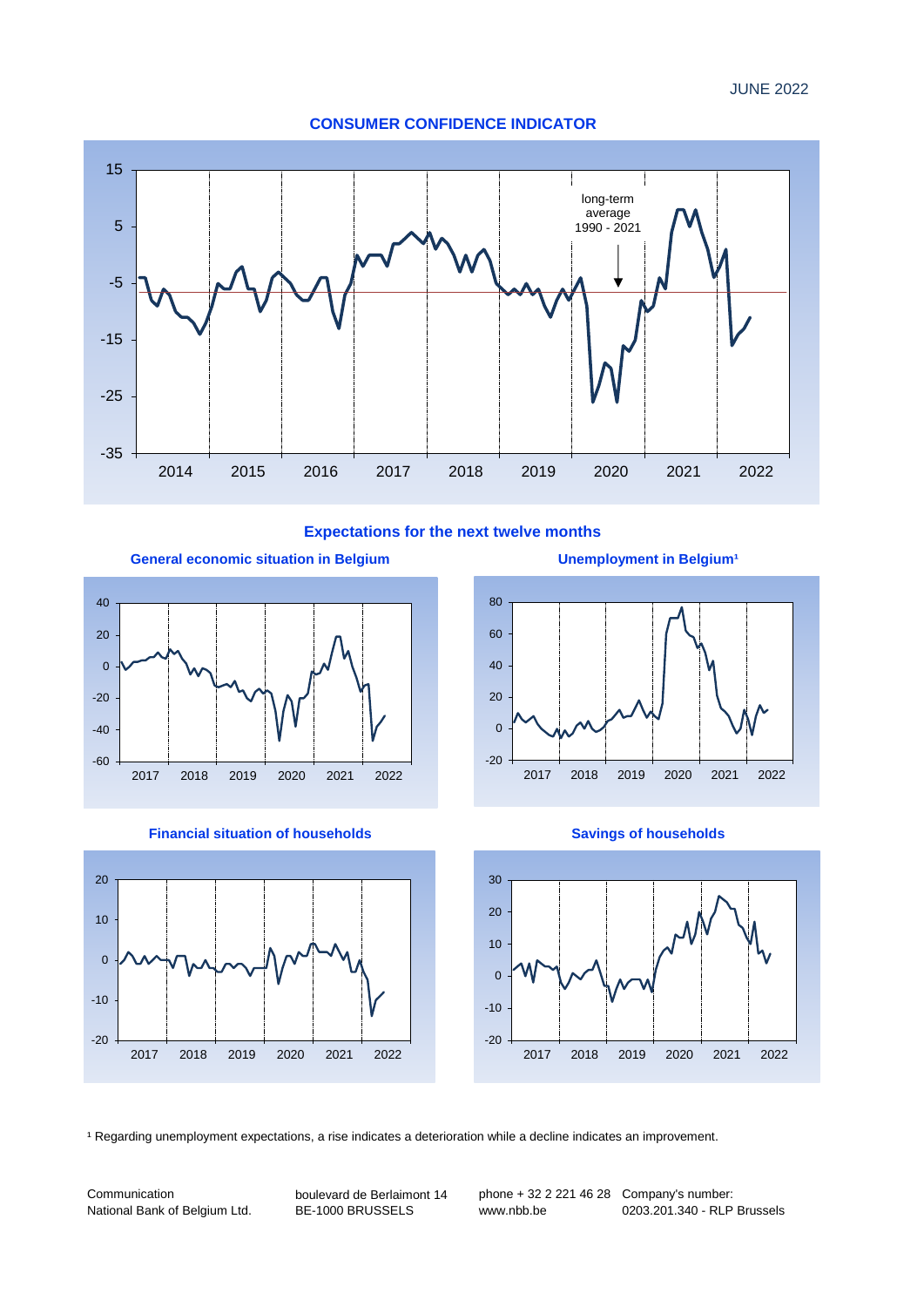JUNE 2022

## CONSUMER CONFIDENCE INDICATOR

15
5
-5
-15
-25
-35

long-term average 1990 - 2021

2014 2015 2016 2017 2018 2019 2020 2021 2022

## Expectations for the next twelve months

### General economic situation in Belgium

40
20
0
-20
-40
-60

2017 2018 2019 2020 2021 2022

### Unemployment in Belgium[1]

80
60
40
20
0
-20

2017 2018 2019 2020 2021 2022

### Financial situation of households

20
10
0
-10
-20

2017 2018 2019 2020 2021 2022

### Savings of households

30
20
10
0
-10
-20

2017 2018 2019 2020 2021 2022

[1] Regarding unemployment expectations, a rise indicates a deterioration while a decline indicates an improvement.

Communication
National Bank of Belgium Ltd.

boulevard de Berlaimont 14
BE-1000 BRUSSELS

phone + 32 2 221 46 28
www.nbb.be

Company's number:
0203.201.340 - RLP Brussels